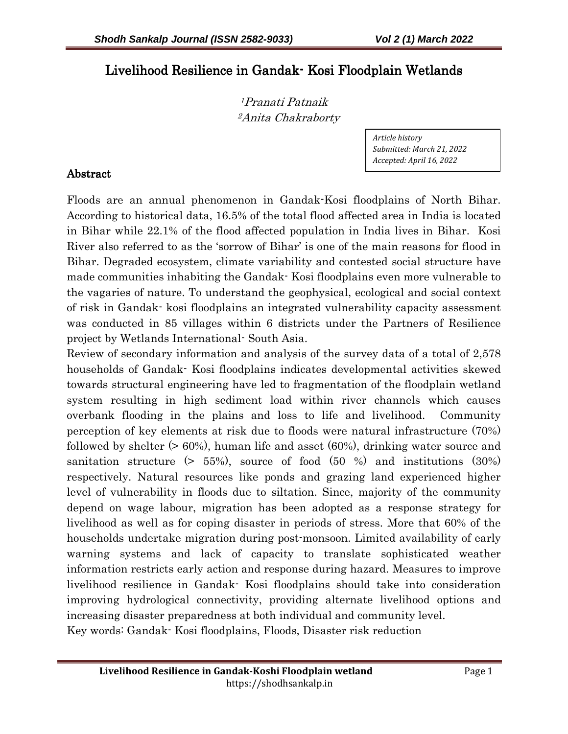# Livelihood Resilience in Gandak- Kosi Floodplain Wetlands

[1]Pranati Patnaik
[2]Anita Chakraborty

*Article history*
*Submitted: March 21, 2022*
*Accepted: April 16, 2022*

## Abstract

Floods are an annual phenomenon in Gandak-Kosi floodplains of North Bihar. According to historical data, 16.5% of the total flood affected area in India is located in Bihar while 22.1% of the flood affected population in India lives in Bihar. Kosi River also referred to as the 'sorrow of Bihar' is one of the main reasons for flood in Bihar. Degraded ecosystem, climate variability and contested social structure have made communities inhabiting the Gandak- Kosi floodplains even more vulnerable to the vagaries of nature. To understand the geophysical, ecological and social context of risk in Gandak- kosi floodplains an integrated vulnerability capacity assessment was conducted in 85 villages within 6 districts under the Partners of Resilience project by Wetlands International- South Asia.

Review of secondary information and analysis of the survey data of a total of 2,578 households of Gandak- Kosi floodplains indicates developmental activities skewed towards structural engineering have led to fragmentation of the floodplain wetland system resulting in high sediment load within river channels which causes overbank flooding in the plains and loss to life and livelihood. Community perception of key elements at risk due to floods were natural infrastructure (70%) followed by shelter (> 60%), human life and asset (60%), drinking water source and sanitation structure (> 55%), source of food (50 %) and institutions (30%) respectively. Natural resources like ponds and grazing land experienced higher level of vulnerability in floods due to siltation. Since, majority of the community depend on wage labour, migration has been adopted as a response strategy for livelihood as well as for coping disaster in periods of stress. More that 60% of the households undertake migration during post-monsoon. Limited availability of early warning systems and lack of capacity to translate sophisticated weather information restricts early action and response during hazard. Measures to improve livelihood resilience in Gandak- Kosi floodplains should take into consideration improving hydrological connectivity, providing alternate livelihood options and increasing disaster preparedness at both individual and community level.

Key words: Gandak- Kosi floodplains, Floods, Disaster risk reduction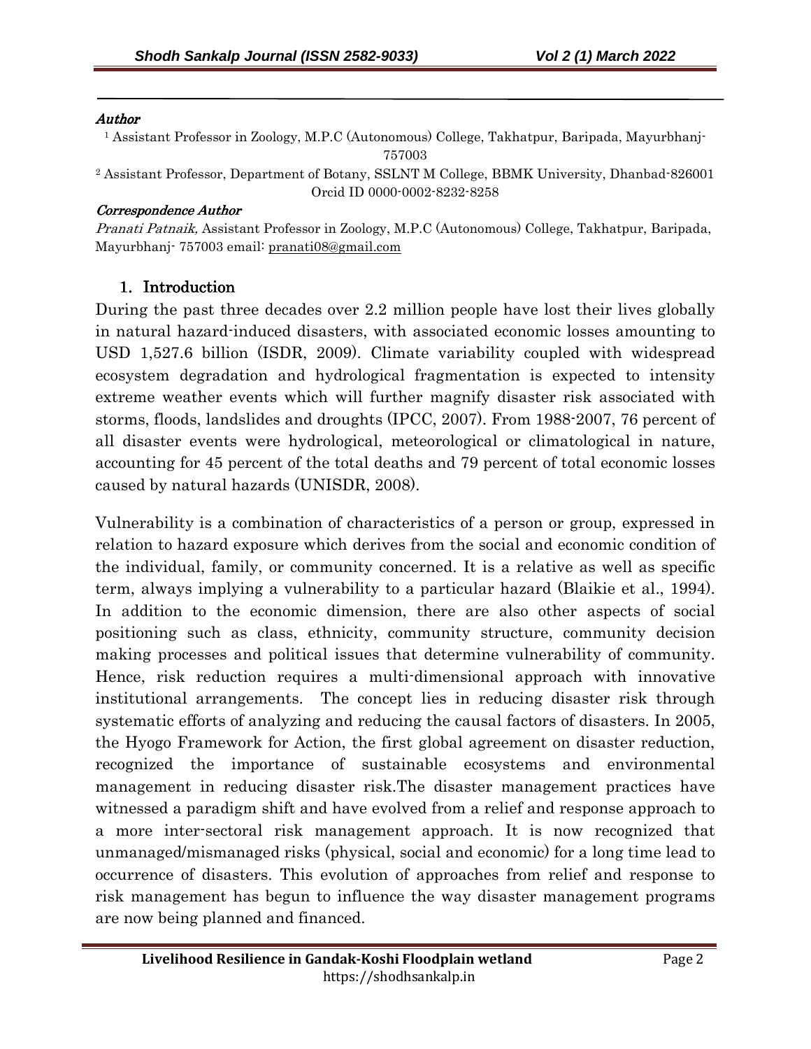*Author*

[1] Assistant Professor in Zoology, M.P.C (Autonomous) College, Takhatpur, Baripada, Mayurbhanj-757003

[2] Assistant Professor, Department of Botany, SSLNT M College, BBMK University, Dhanbad-826001 Orcid ID 0000-0002-8232-8258

*Correspondence Author*

*Pranati Patnaik,* Assistant Professor in Zoology, M.P.C (Autonomous) College, Takhatpur, Baripada, Mayurbhanj- 757003 email: pranati08@gmail.com

## 1. Introduction

During the past three decades over 2.2 million people have lost their lives globally in natural hazard-induced disasters, with associated economic losses amounting to USD 1,527.6 billion (ISDR, 2009). Climate variability coupled with widespread ecosystem degradation and hydrological fragmentation is expected to intensity extreme weather events which will further magnify disaster risk associated with storms, floods, landslides and droughts (IPCC, 2007). From 1988-2007, 76 percent of all disaster events were hydrological, meteorological or climatological in nature, accounting for 45 percent of the total deaths and 79 percent of total economic losses caused by natural hazards (UNISDR, 2008).

Vulnerability is a combination of characteristics of a person or group, expressed in relation to hazard exposure which derives from the social and economic condition of the individual, family, or community concerned. It is a relative as well as specific term, always implying a vulnerability to a particular hazard (Blaikie et al., 1994). In addition to the economic dimension, there are also other aspects of social positioning such as class, ethnicity, community structure, community decision making processes and political issues that determine vulnerability of community. Hence, risk reduction requires a multi-dimensional approach with innovative institutional arrangements. The concept lies in reducing disaster risk through systematic efforts of analyzing and reducing the causal factors of disasters. In 2005, the Hyogo Framework for Action, the first global agreement on disaster reduction, recognized the importance of sustainable ecosystems and environmental management in reducing disaster risk.The disaster management practices have witnessed a paradigm shift and have evolved from a relief and response approach to a more inter-sectoral risk management approach. It is now recognized that unmanaged/mismanaged risks (physical, social and economic) for a long time lead to occurrence of disasters. This evolution of approaches from relief and response to risk management has begun to influence the way disaster management programs are now being planned and financed.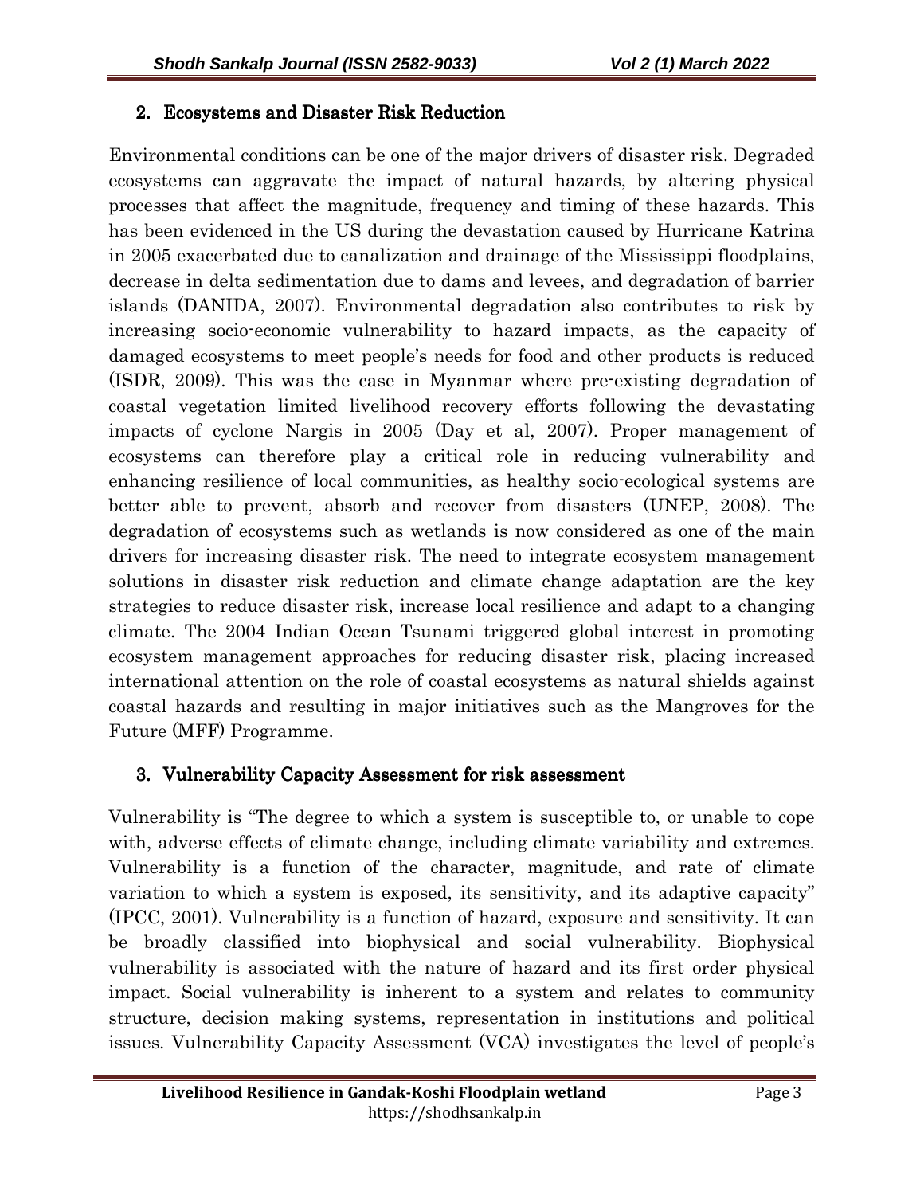## 2. Ecosystems and Disaster Risk Reduction

Environmental conditions can be one of the major drivers of disaster risk. Degraded ecosystems can aggravate the impact of natural hazards, by altering physical processes that affect the magnitude, frequency and timing of these hazards. This has been evidenced in the US during the devastation caused by Hurricane Katrina in 2005 exacerbated due to canalization and drainage of the Mississippi floodplains, decrease in delta sedimentation due to dams and levees, and degradation of barrier islands (DANIDA, 2007). Environmental degradation also contributes to risk by increasing socio-economic vulnerability to hazard impacts, as the capacity of damaged ecosystems to meet people's needs for food and other products is reduced (ISDR, 2009). This was the case in Myanmar where pre-existing degradation of coastal vegetation limited livelihood recovery efforts following the devastating impacts of cyclone Nargis in 2005 (Day et al, 2007). Proper management of ecosystems can therefore play a critical role in reducing vulnerability and enhancing resilience of local communities, as healthy socio-ecological systems are better able to prevent, absorb and recover from disasters (UNEP, 2008). The degradation of ecosystems such as wetlands is now considered as one of the main drivers for increasing disaster risk. The need to integrate ecosystem management solutions in disaster risk reduction and climate change adaptation are the key strategies to reduce disaster risk, increase local resilience and adapt to a changing climate. The 2004 Indian Ocean Tsunami triggered global interest in promoting ecosystem management approaches for reducing disaster risk, placing increased international attention on the role of coastal ecosystems as natural shields against coastal hazards and resulting in major initiatives such as the Mangroves for the Future (MFF) Programme.

## 3. Vulnerability Capacity Assessment for risk assessment

Vulnerability is "The degree to which a system is susceptible to, or unable to cope with, adverse effects of climate change, including climate variability and extremes. Vulnerability is a function of the character, magnitude, and rate of climate variation to which a system is exposed, its sensitivity, and its adaptive capacity" (IPCC, 2001). Vulnerability is a function of hazard, exposure and sensitivity. It can be broadly classified into biophysical and social vulnerability. Biophysical vulnerability is associated with the nature of hazard and its first order physical impact. Social vulnerability is inherent to a system and relates to community structure, decision making systems, representation in institutions and political issues. Vulnerability Capacity Assessment (VCA) investigates the level of people's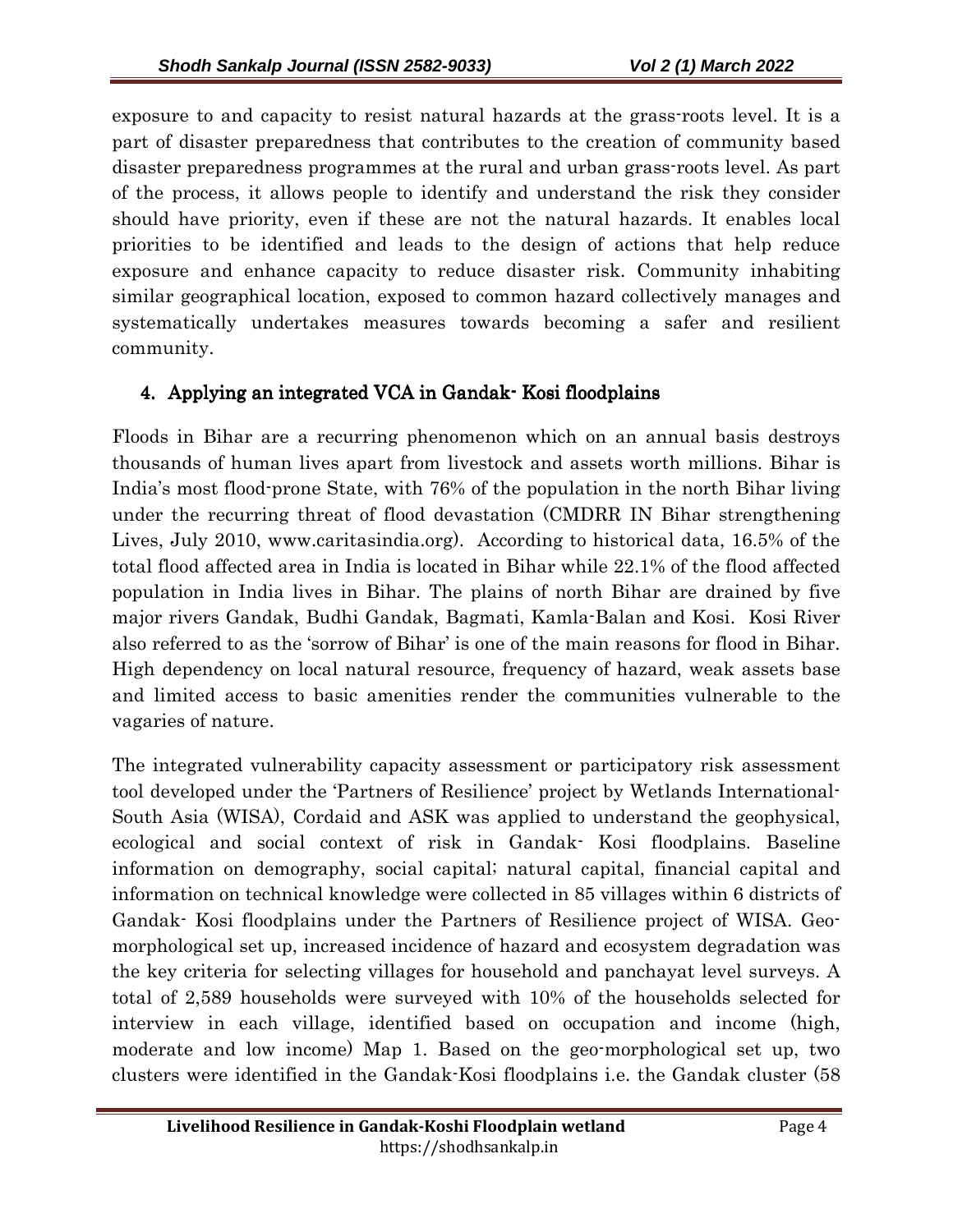exposure to and capacity to resist natural hazards at the grass-roots level. It is a part of disaster preparedness that contributes to the creation of community based disaster preparedness programmes at the rural and urban grass-roots level. As part of the process, it allows people to identify and understand the risk they consider should have priority, even if these are not the natural hazards. It enables local priorities to be identified and leads to the design of actions that help reduce exposure and enhance capacity to reduce disaster risk. Community inhabiting similar geographical location, exposed to common hazard collectively manages and systematically undertakes measures towards becoming a safer and resilient community.

## 4. Applying an integrated VCA in Gandak- Kosi floodplains

Floods in Bihar are a recurring phenomenon which on an annual basis destroys thousands of human lives apart from livestock and assets worth millions. Bihar is India's most flood-prone State, with 76% of the population in the north Bihar living under the recurring threat of flood devastation (CMDRR IN Bihar strengthening Lives, July 2010, www.caritasindia.org). According to historical data, 16.5% of the total flood affected area in India is located in Bihar while 22.1% of the flood affected population in India lives in Bihar. The plains of north Bihar are drained by five major rivers Gandak, Budhi Gandak, Bagmati, Kamla-Balan and Kosi. Kosi River also referred to as the 'sorrow of Bihar' is one of the main reasons for flood in Bihar. High dependency on local natural resource, frequency of hazard, weak assets base and limited access to basic amenities render the communities vulnerable to the vagaries of nature.

The integrated vulnerability capacity assessment or participatory risk assessment tool developed under the 'Partners of Resilience' project by Wetlands International-South Asia (WISA), Cordaid and ASK was applied to understand the geophysical, ecological and social context of risk in Gandak- Kosi floodplains. Baseline information on demography, social capital; natural capital, financial capital and information on technical knowledge were collected in 85 villages within 6 districts of Gandak- Kosi floodplains under the Partners of Resilience project of WISA. Geo-morphological set up, increased incidence of hazard and ecosystem degradation was the key criteria for selecting villages for household and panchayat level surveys. A total of 2,589 households were surveyed with 10% of the households selected for interview in each village, identified based on occupation and income (high, moderate and low income) Map 1. Based on the geo-morphological set up, two clusters were identified in the Gandak-Kosi floodplains i.e. the Gandak cluster (58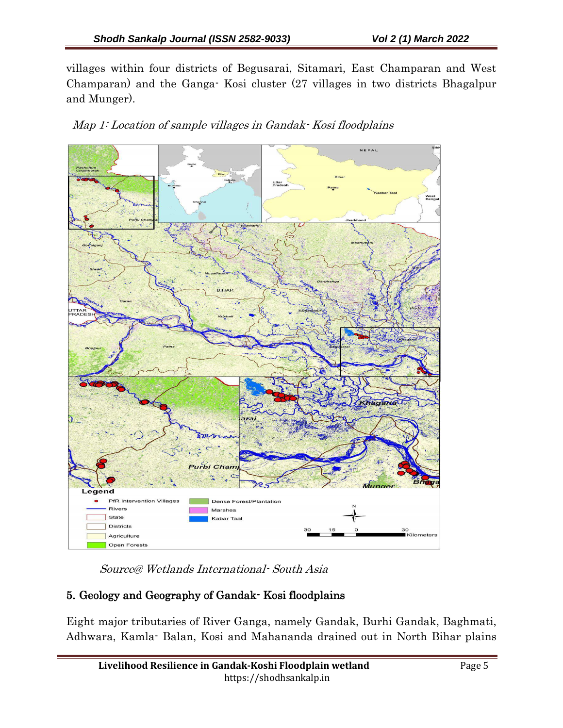villages within four districts of Begusarai, Sitamari, East Champaran and West Champaran) and the Ganga- Kosi cluster (27 villages in two districts Bhagalpur and Munger).

*Map 1: Location of sample villages in Gandak- Kosi floodplains*

*Source@ Wetlands International- South Asia*

## 5. Geology and Geography of Gandak- Kosi floodplains

Eight major tributaries of River Ganga, namely Gandak, Burhi Gandak, Baghmati, Adhwara, Kamla- Balan, Kosi and Mahananda drained out in North Bihar plains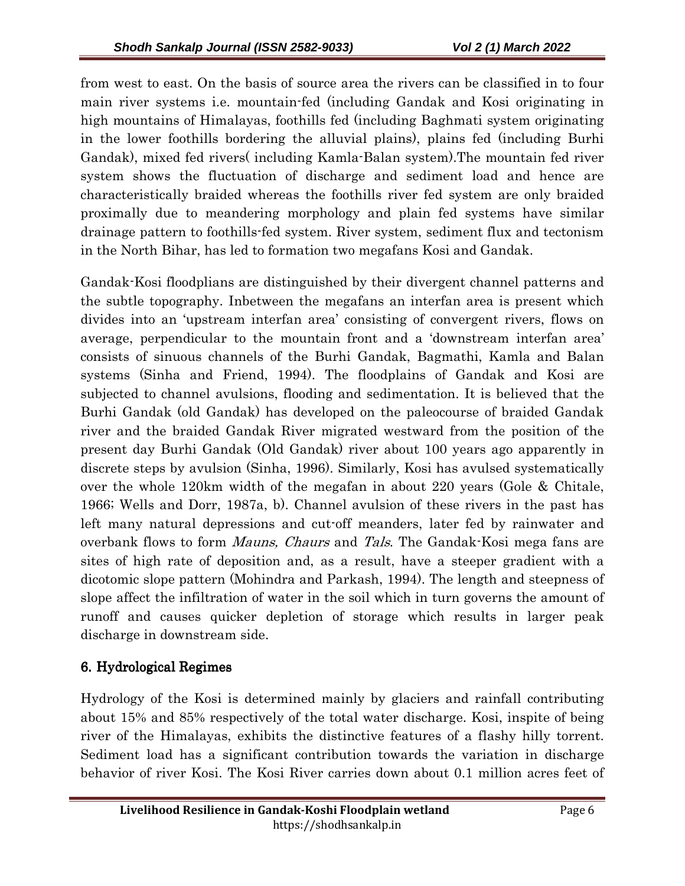from west to east. On the basis of source area the rivers can be classified in to four main river systems i.e. mountain-fed (including Gandak and Kosi originating in high mountains of Himalayas, foothills fed (including Baghmati system originating in the lower foothills bordering the alluvial plains), plains fed (including Burhi Gandak), mixed fed rivers( including Kamla-Balan system).The mountain fed river system shows the fluctuation of discharge and sediment load and hence are characteristically braided whereas the foothills river fed system are only braided proximally due to meandering morphology and plain fed systems have similar drainage pattern to foothills-fed system. River system, sediment flux and tectonism in the North Bihar, has led to formation two megafans Kosi and Gandak.

Gandak-Kosi floodplians are distinguished by their divergent channel patterns and the subtle topography. Inbetween the megafans an interfan area is present which divides into an 'upstream interfan area' consisting of convergent rivers, flows on average, perpendicular to the mountain front and a 'downstream interfan area' consists of sinuous channels of the Burhi Gandak, Bagmathi, Kamla and Balan systems (Sinha and Friend, 1994). The floodplains of Gandak and Kosi are subjected to channel avulsions, flooding and sedimentation. It is believed that the Burhi Gandak (old Gandak) has developed on the paleocourse of braided Gandak river and the braided Gandak River migrated westward from the position of the present day Burhi Gandak (Old Gandak) river about 100 years ago apparently in discrete steps by avulsion (Sinha, 1996). Similarly, Kosi has avulsed systematically over the whole 120km width of the megafan in about 220 years (Gole & Chitale, 1966; Wells and Dorr, 1987a, b). Channel avulsion of these rivers in the past has left many natural depressions and cut-off meanders, later fed by rainwater and overbank flows to form *Mauns, Chaurs* and *Tals*. The Gandak-Kosi mega fans are sites of high rate of deposition and, as a result, have a steeper gradient with a dicotomic slope pattern (Mohindra and Parkash, 1994). The length and steepness of slope affect the infiltration of water in the soil which in turn governs the amount of runoff and causes quicker depletion of storage which results in larger peak discharge in downstream side.

## 6. Hydrological Regimes

Hydrology of the Kosi is determined mainly by glaciers and rainfall contributing about 15% and 85% respectively of the total water discharge. Kosi, inspite of being river of the Himalayas, exhibits the distinctive features of a flashy hilly torrent. Sediment load has a significant contribution towards the variation in discharge behavior of river Kosi. The Kosi River carries down about 0.1 million acres feet of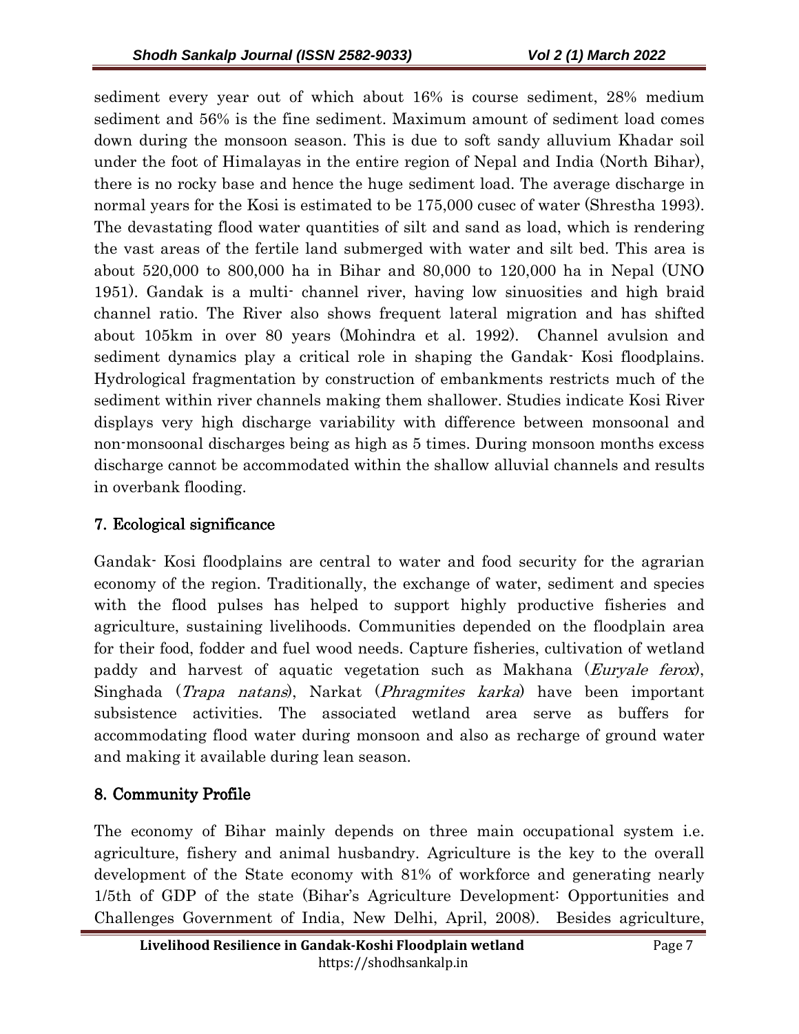sediment every year out of which about 16% is course sediment, 28% medium sediment and 56% is the fine sediment. Maximum amount of sediment load comes down during the monsoon season. This is due to soft sandy alluvium Khadar soil under the foot of Himalayas in the entire region of Nepal and India (North Bihar), there is no rocky base and hence the huge sediment load. The average discharge in normal years for the Kosi is estimated to be 175,000 cusec of water (Shrestha 1993). The devastating flood water quantities of silt and sand as load, which is rendering the vast areas of the fertile land submerged with water and silt bed. This area is about 520,000 to 800,000 ha in Bihar and 80,000 to 120,000 ha in Nepal (UNO 1951). Gandak is a multi- channel river, having low sinuosities and high braid channel ratio. The River also shows frequent lateral migration and has shifted about 105km in over 80 years (Mohindra et al. 1992). Channel avulsion and sediment dynamics play a critical role in shaping the Gandak- Kosi floodplains. Hydrological fragmentation by construction of embankments restricts much of the sediment within river channels making them shallower. Studies indicate Kosi River displays very high discharge variability with difference between monsoonal and non-monsoonal discharges being as high as 5 times. During monsoon months excess discharge cannot be accommodated within the shallow alluvial channels and results in overbank flooding.

## 7. Ecological significance

Gandak- Kosi floodplains are central to water and food security for the agrarian economy of the region. Traditionally, the exchange of water, sediment and species with the flood pulses has helped to support highly productive fisheries and agriculture, sustaining livelihoods. Communities depended on the floodplain area for their food, fodder and fuel wood needs. Capture fisheries, cultivation of wetland paddy and harvest of aquatic vegetation such as Makhana (*Euryale ferox*), Singhada (*Trapa natans*), Narkat (*Phragmites karka*) have been important subsistence activities. The associated wetland area serve as buffers for accommodating flood water during monsoon and also as recharge of ground water and making it available during lean season.

## 8. Community Profile

The economy of Bihar mainly depends on three main occupational system i.e. agriculture, fishery and animal husbandry. Agriculture is the key to the overall development of the State economy with 81% of workforce and generating nearly 1/5th of GDP of the state (Bihar's Agriculture Development: Opportunities and Challenges Government of India, New Delhi, April, 2008). Besides agriculture,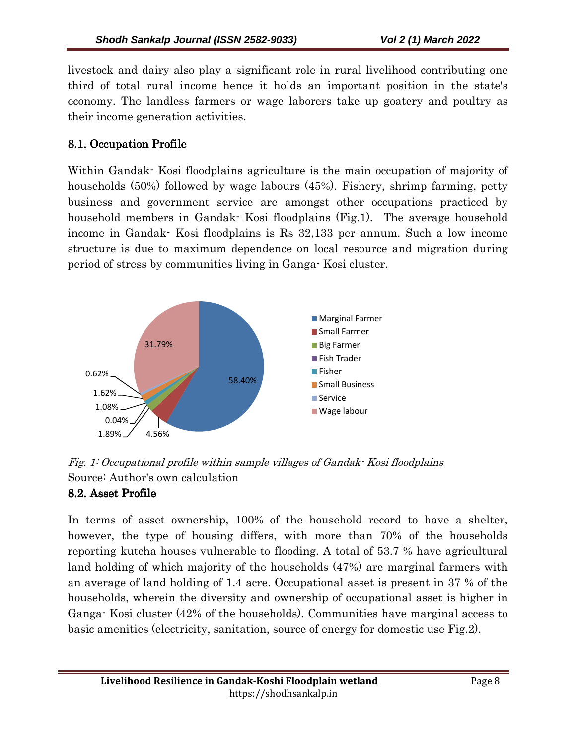livestock and dairy also play a significant role in rural livelihood contributing one third of total rural income hence it holds an important position in the state's economy. The landless farmers or wage laborers take up goatery and poultry as their income generation activities.

## 8.1. Occupation Profile

Within Gandak- Kosi floodplains agriculture is the main occupation of majority of households (50%) followed by wage labours (45%). Fishery, shrimp farming, petty business and government service are amongst other occupations practiced by household members in Gandak- Kosi floodplains (Fig.1). The average household income in Gandak- Kosi floodplains is Rs 32,133 per annum. Such a low income structure is due to maximum dependence on local resource and migration during period of stress by communities living in Ganga- Kosi cluster.

*Fig. 1: Occupational profile within sample villages of Gandak- Kosi floodplains*

Source: Author's own calculation

## 8.2. Asset Profile

In terms of asset ownership, 100% of the household record to have a shelter, however, the type of housing differs, with more than 70% of the households reporting kutcha houses vulnerable to flooding. A total of 53.7 % have agricultural land holding of which majority of the households (47%) are marginal farmers with an average of land holding of 1.4 acre. Occupational asset is present in 37 % of the households, wherein the diversity and ownership of occupational asset is higher in Ganga- Kosi cluster (42% of the households). Communities have marginal access to basic amenities (electricity, sanitation, source of energy for domestic use Fig.2).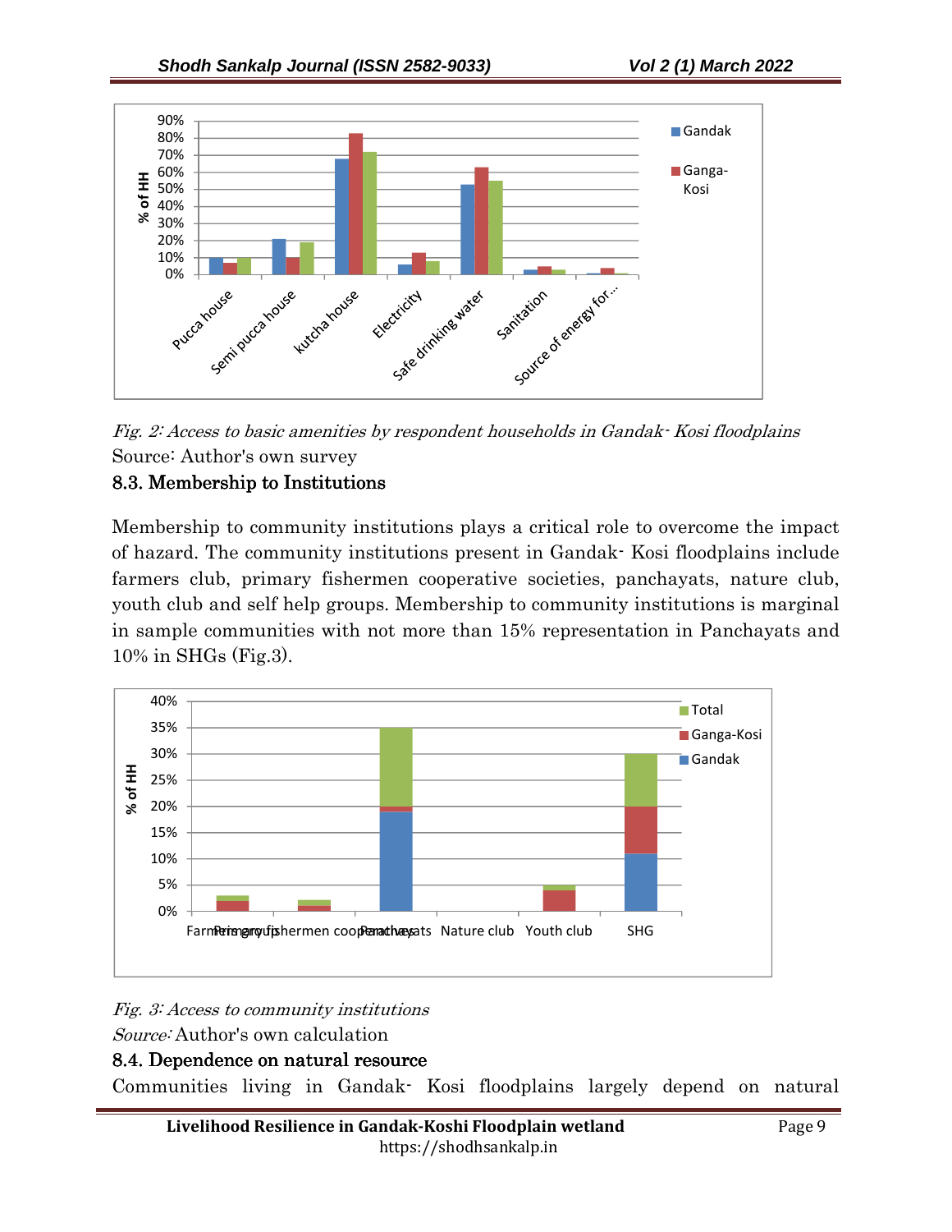*Fig. 2: Access to basic amenities by respondent households in Gandak- Kosi floodplains*

Source: Author's own survey

### 8.3. Membership to Institutions

Membership to community institutions plays a critical role to overcome the impact of hazard. The community institutions present in Gandak- Kosi floodplains include farmers club, primary fishermen cooperative societies, panchayats, nature club, youth club and self help groups. Membership to community institutions is marginal in sample communities with not more than 15% representation in Panchayats and 10% in SHGs (Fig.3).

*Fig. 3: Access to community institutions*

*Source:* Author's own calculation

### 8.4. Dependence on natural resource

Communities living in Gandak- Kosi floodplains largely depend on natural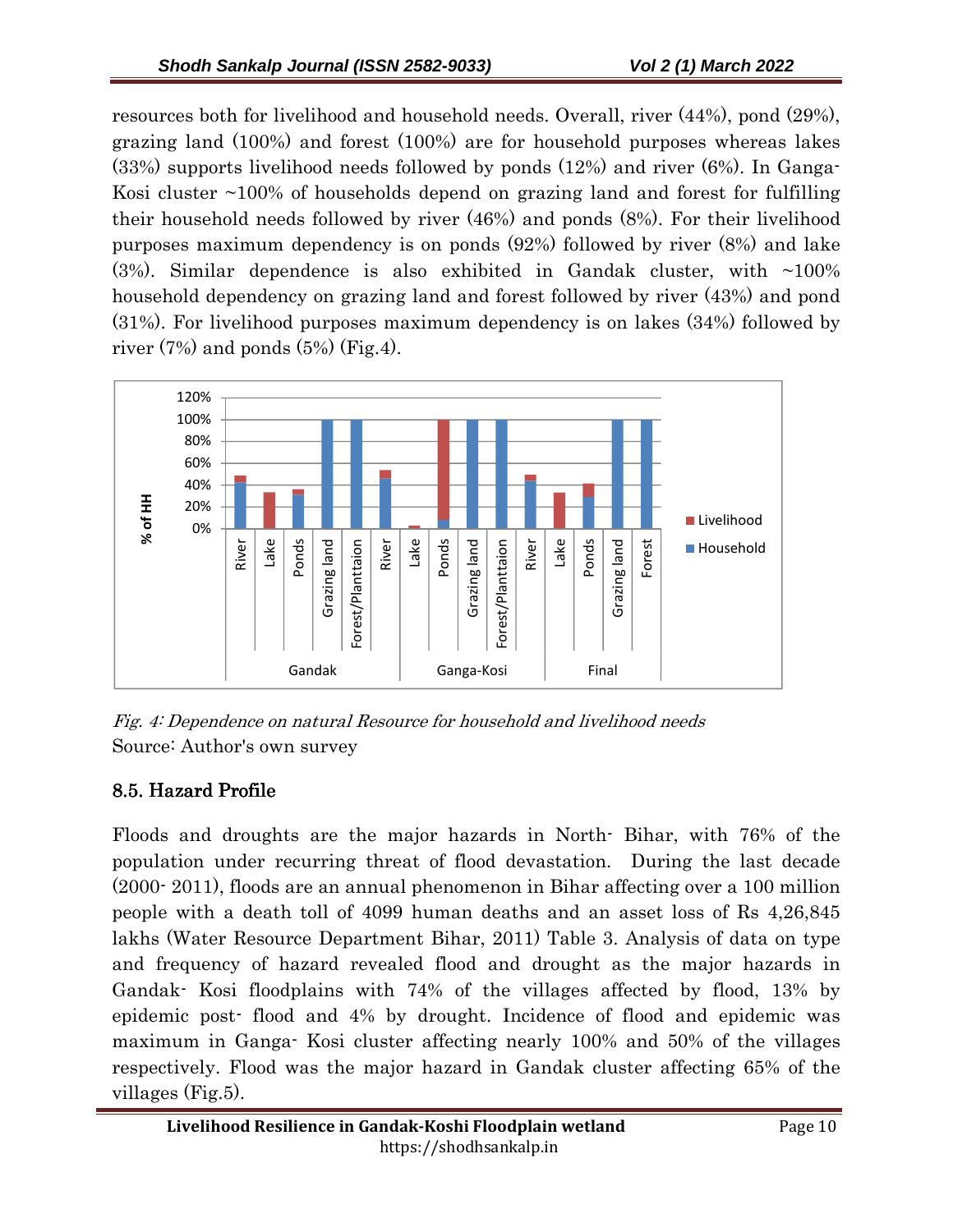resources both for livelihood and household needs. Overall, river (44%), pond (29%), grazing land (100%) and forest (100%) are for household purposes whereas lakes (33%) supports livelihood needs followed by ponds (12%) and river (6%). In Ganga-Kosi cluster ~100% of households depend on grazing land and forest for fulfilling their household needs followed by river (46%) and ponds (8%). For their livelihood purposes maximum dependency is on ponds (92%) followed by river (8%) and lake (3%). Similar dependence is also exhibited in Gandak cluster, with ~100% household dependency on grazing land and forest followed by river (43%) and pond (31%). For livelihood purposes maximum dependency is on lakes (34%) followed by river (7%) and ponds (5%) (Fig.4).

*Fig. 4: Dependence on natural Resource for household and livelihood needs*

Source: Author's own survey

## 8.5. Hazard Profile

Floods and droughts are the major hazards in North- Bihar, with 76% of the population under recurring threat of flood devastation. During the last decade (2000- 2011), floods are an annual phenomenon in Bihar affecting over a 100 million people with a death toll of 4099 human deaths and an asset loss of Rs 4,26,845 lakhs (Water Resource Department Bihar, 2011) Table 3. Analysis of data on type and frequency of hazard revealed flood and drought as the major hazards in Gandak- Kosi floodplains with 74% of the villages affected by flood, 13% by epidemic post- flood and 4% by drought. Incidence of flood and epidemic was maximum in Ganga- Kosi cluster affecting nearly 100% and 50% of the villages respectively. Flood was the major hazard in Gandak cluster affecting 65% of the villages (Fig.5).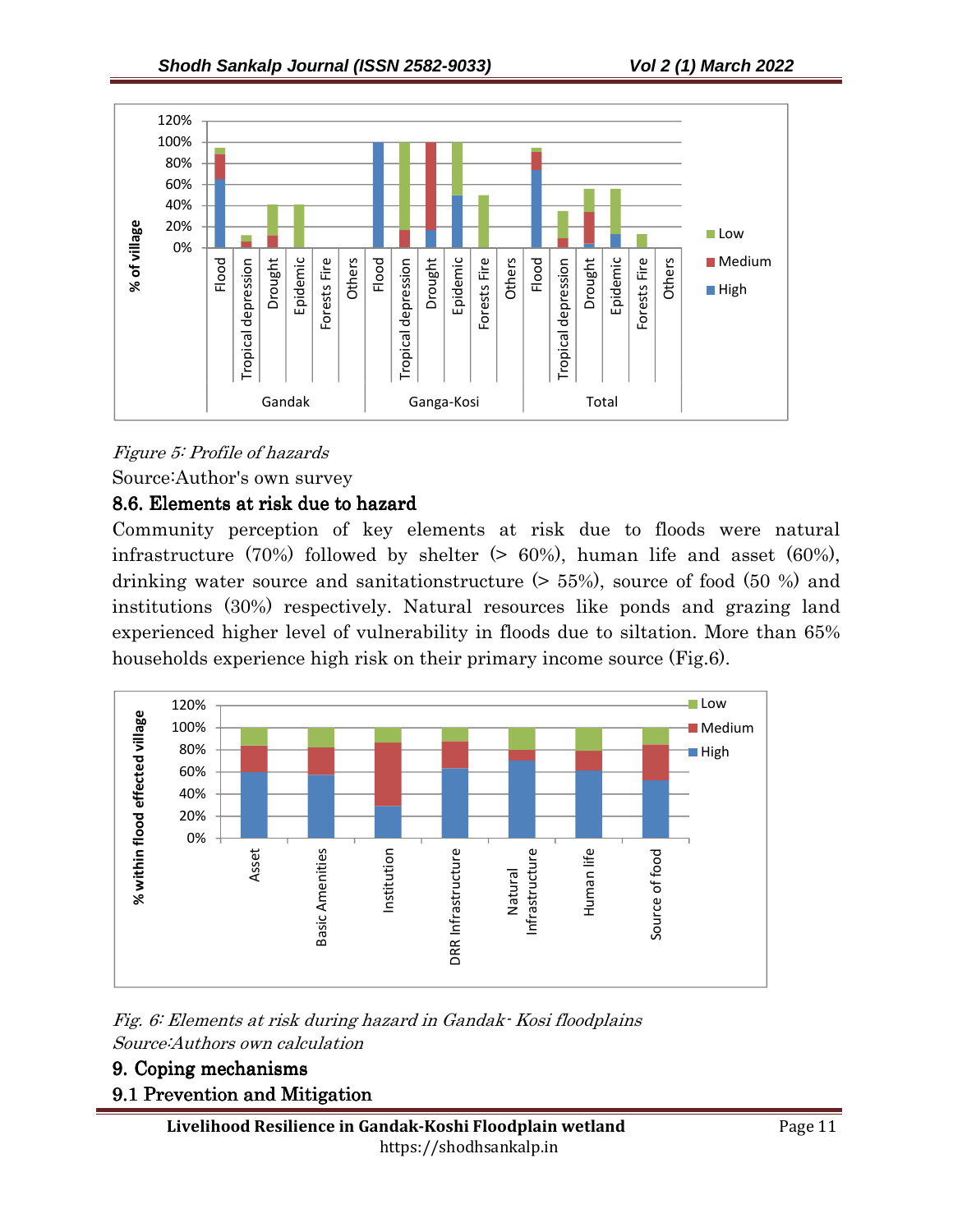*Figure 5: Profile of hazards*

Source:Author's own survey

### 8.6. Elements at risk due to hazard

Community perception of key elements at risk due to floods were natural infrastructure (70%) followed by shelter (> 60%), human life and asset (60%), drinking water source and sanitationstructure (> 55%), source of food (50 %) and institutions (30%) respectively. Natural resources like ponds and grazing land experienced higher level of vulnerability in floods due to siltation. More than 65% households experience high risk on their primary income source (Fig.6).

*Fig. 6: Elements at risk during hazard in Gandak- Kosi floodplains*

*Source:Authors own calculation*

## 9. Coping mechanisms

### 9.1 Prevention and Mitigation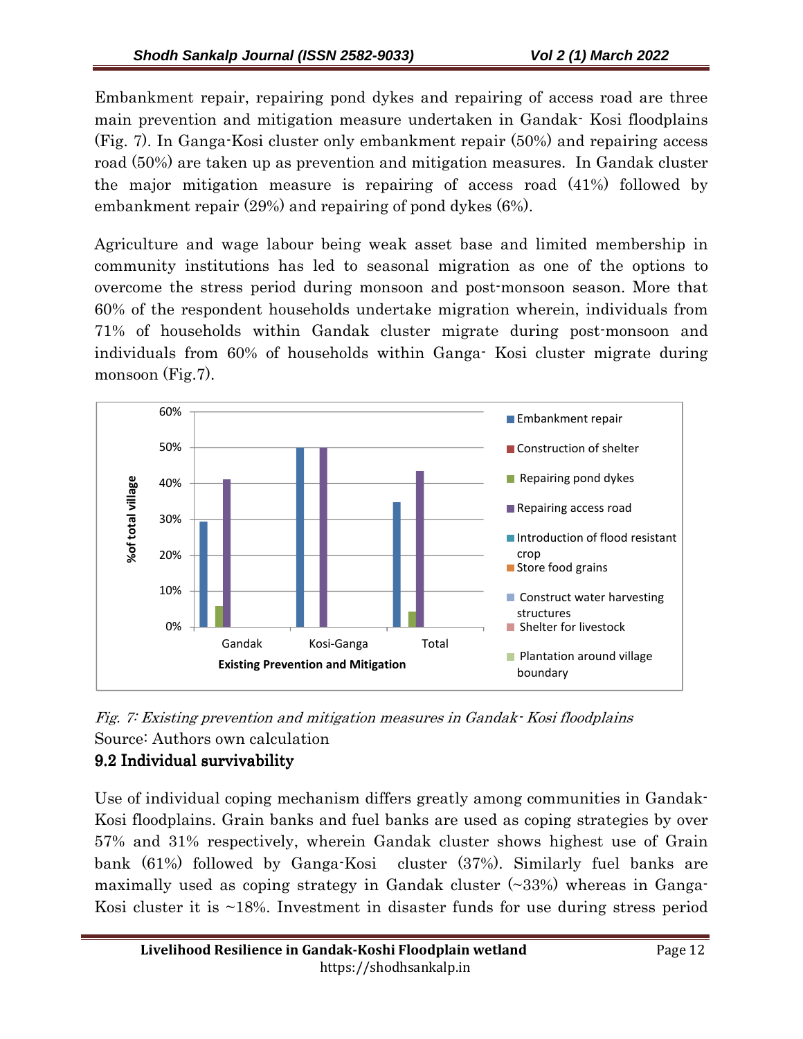Embankment repair, repairing pond dykes and repairing of access road are three main prevention and mitigation measure undertaken in Gandak- Kosi floodplains (Fig. 7). In Ganga-Kosi cluster only embankment repair (50%) and repairing access road (50%) are taken up as prevention and mitigation measures. In Gandak cluster the major mitigation measure is repairing of access road (41%) followed by embankment repair (29%) and repairing of pond dykes (6%).

Agriculture and wage labour being weak asset base and limited membership in community institutions has led to seasonal migration as one of the options to overcome the stress period during monsoon and post-monsoon season. More that 60% of the respondent households undertake migration wherein, individuals from 71% of households within Gandak cluster migrate during post-monsoon and individuals from 60% of households within Ganga- Kosi cluster migrate during monsoon (Fig.7).

*Fig. 7: Existing prevention and mitigation measures in Gandak- Kosi floodplains*

Source: Authors own calculation

## 9.2 Individual survivability

Use of individual coping mechanism differs greatly among communities in Gandak-Kosi floodplains. Grain banks and fuel banks are used as coping strategies by over 57% and 31% respectively, wherein Gandak cluster shows highest use of Grain bank (61%) followed by Ganga-Kosi cluster (37%). Similarly fuel banks are maximally used as coping strategy in Gandak cluster (~33%) whereas in Ganga-Kosi cluster it is ~18%. Investment in disaster funds for use during stress period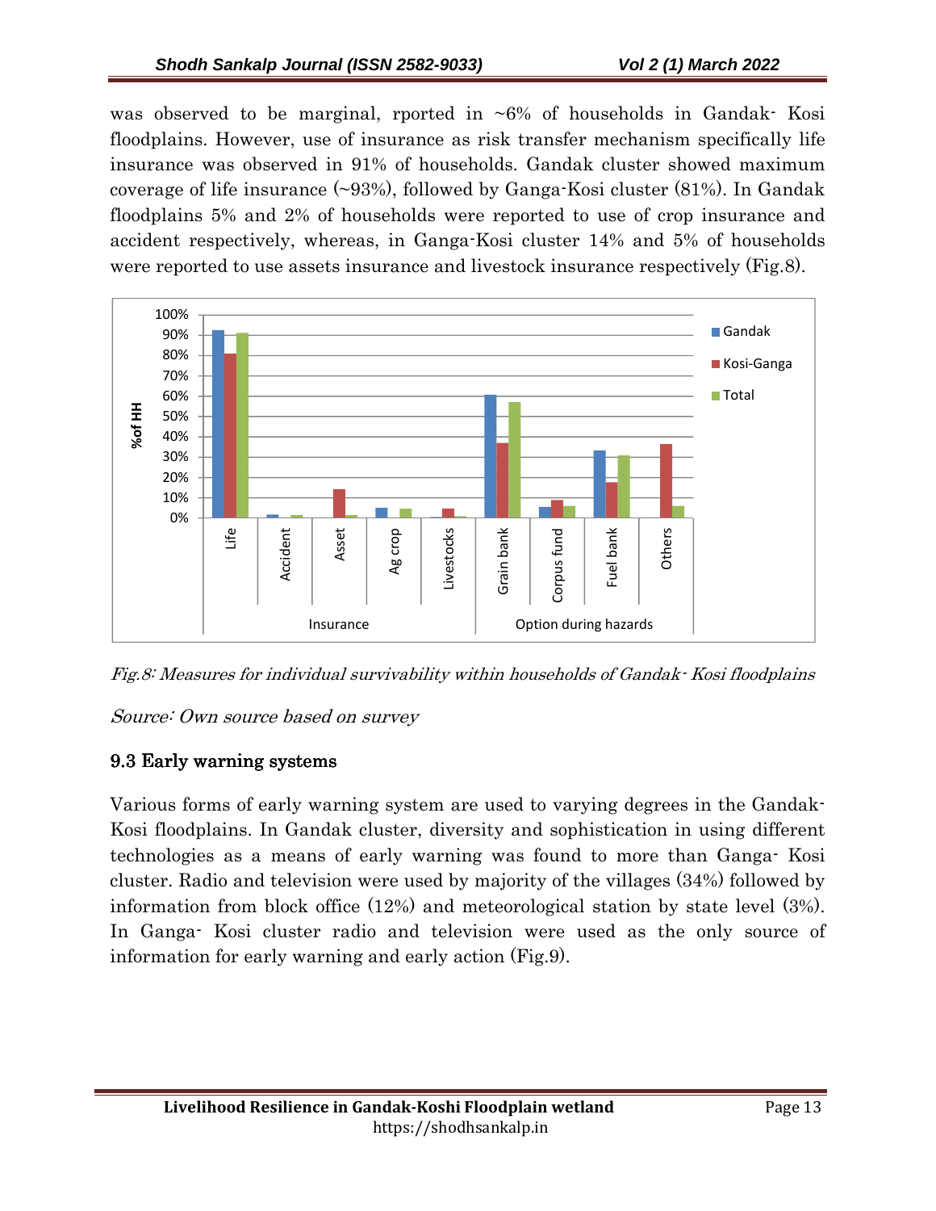was observed to be marginal, rported in ~6% of households in Gandak- Kosi floodplains. However, use of insurance as risk transfer mechanism specifically life insurance was observed in 91% of households. Gandak cluster showed maximum coverage of life insurance (~93%), followed by Ganga-Kosi cluster (81%). In Gandak floodplains 5% and 2% of households were reported to use of crop insurance and accident respectively, whereas, in Ganga-Kosi cluster 14% and 5% of households were reported to use assets insurance and livestock insurance respectively (Fig.8).

*Fig.8: Measures for individual survivability within households of Gandak- Kosi floodplains*

*Source: Own source based on survey*

### 9.3 Early warning systems

Various forms of early warning system are used to varying degrees in the Gandak-Kosi floodplains. In Gandak cluster, diversity and sophistication in using different technologies as a means of early warning was found to more than Ganga- Kosi cluster. Radio and television were used by majority of the villages (34%) followed by information from block office (12%) and meteorological station by state level (3%). In Ganga- Kosi cluster radio and television were used as the only source of information for early warning and early action (Fig.9).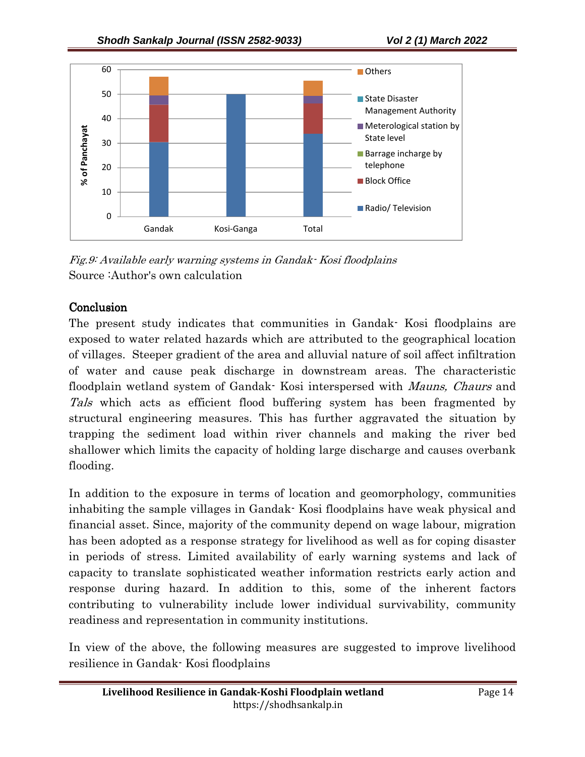*Fig.9: Available early warning systems in Gandak- Kosi floodplains*
Source :Author's own calculation

## Conclusion

The present study indicates that communities in Gandak- Kosi floodplains are exposed to water related hazards which are attributed to the geographical location of villages. Steeper gradient of the area and alluvial nature of soil affect infiltration of water and cause peak discharge in downstream areas. The characteristic floodplain wetland system of Gandak- Kosi interspersed with *Mauns, Chaurs* and *Tals* which acts as efficient flood buffering system has been fragmented by structural engineering measures. This has further aggravated the situation by trapping the sediment load within river channels and making the river bed shallower which limits the capacity of holding large discharge and causes overbank flooding.

In addition to the exposure in terms of location and geomorphology, communities inhabiting the sample villages in Gandak- Kosi floodplains have weak physical and financial asset. Since, majority of the community depend on wage labour, migration has been adopted as a response strategy for livelihood as well as for coping disaster in periods of stress. Limited availability of early warning systems and lack of capacity to translate sophisticated weather information restricts early action and response during hazard. In addition to this, some of the inherent factors contributing to vulnerability include lower individual survivability, community readiness and representation in community institutions.

In view of the above, the following measures are suggested to improve livelihood resilience in Gandak- Kosi floodplains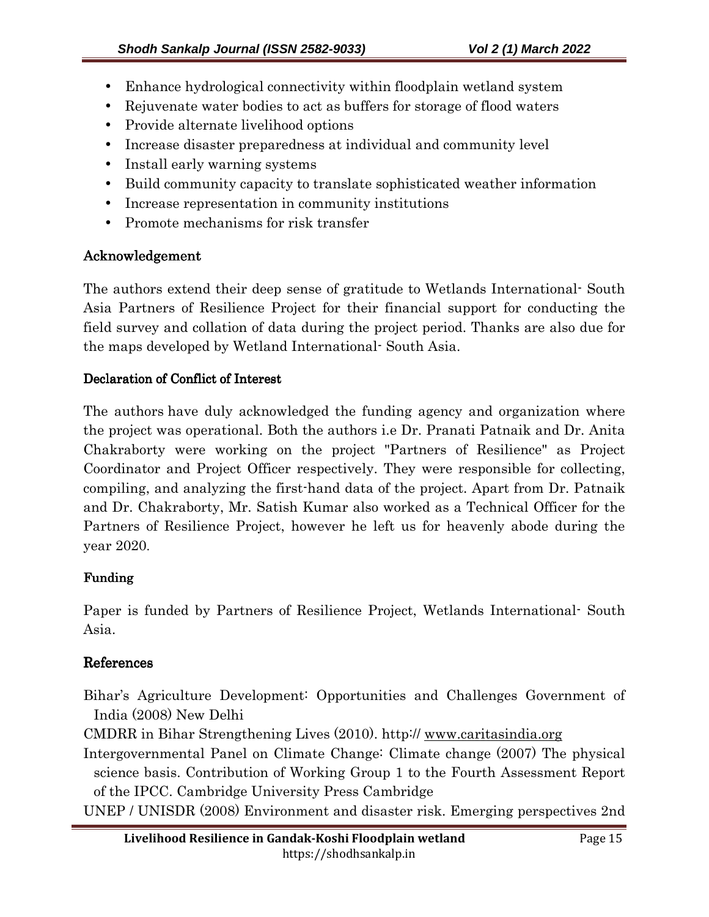- Enhance hydrological connectivity within floodplain wetland system
- Rejuvenate water bodies to act as buffers for storage of flood waters
- Provide alternate livelihood options
- Increase disaster preparedness at individual and community level
- Install early warning systems
- Build community capacity to translate sophisticated weather information
- Increase representation in community institutions
- Promote mechanisms for risk transfer

## Acknowledgement

The authors extend their deep sense of gratitude to Wetlands International- South Asia Partners of Resilience Project for their financial support for conducting the field survey and collation of data during the project period. Thanks are also due for the maps developed by Wetland International- South Asia.

## Declaration of Conflict of Interest

The authors have duly acknowledged the funding agency and organization where the project was operational. Both the authors i.e Dr. Pranati Patnaik and Dr. Anita Chakraborty were working on the project "Partners of Resilience" as Project Coordinator and Project Officer respectively. They were responsible for collecting, compiling, and analyzing the first-hand data of the project. Apart from Dr. Patnaik and Dr. Chakraborty, Mr. Satish Kumar also worked as a Technical Officer for the Partners of Resilience Project, however he left us for heavenly abode during the year 2020.

## Funding

Paper is funded by Partners of Resilience Project, Wetlands International- South Asia.

## References

Bihar's Agriculture Development: Opportunities and Challenges Government of India (2008) New Delhi

CMDRR in Bihar Strengthening Lives (2010). http:// www.caritasindia.org

Intergovernmental Panel on Climate Change: Climate change (2007) The physical science basis. Contribution of Working Group 1 to the Fourth Assessment Report of the IPCC. Cambridge University Press Cambridge

UNEP / UNISDR (2008) Environment and disaster risk. Emerging perspectives 2nd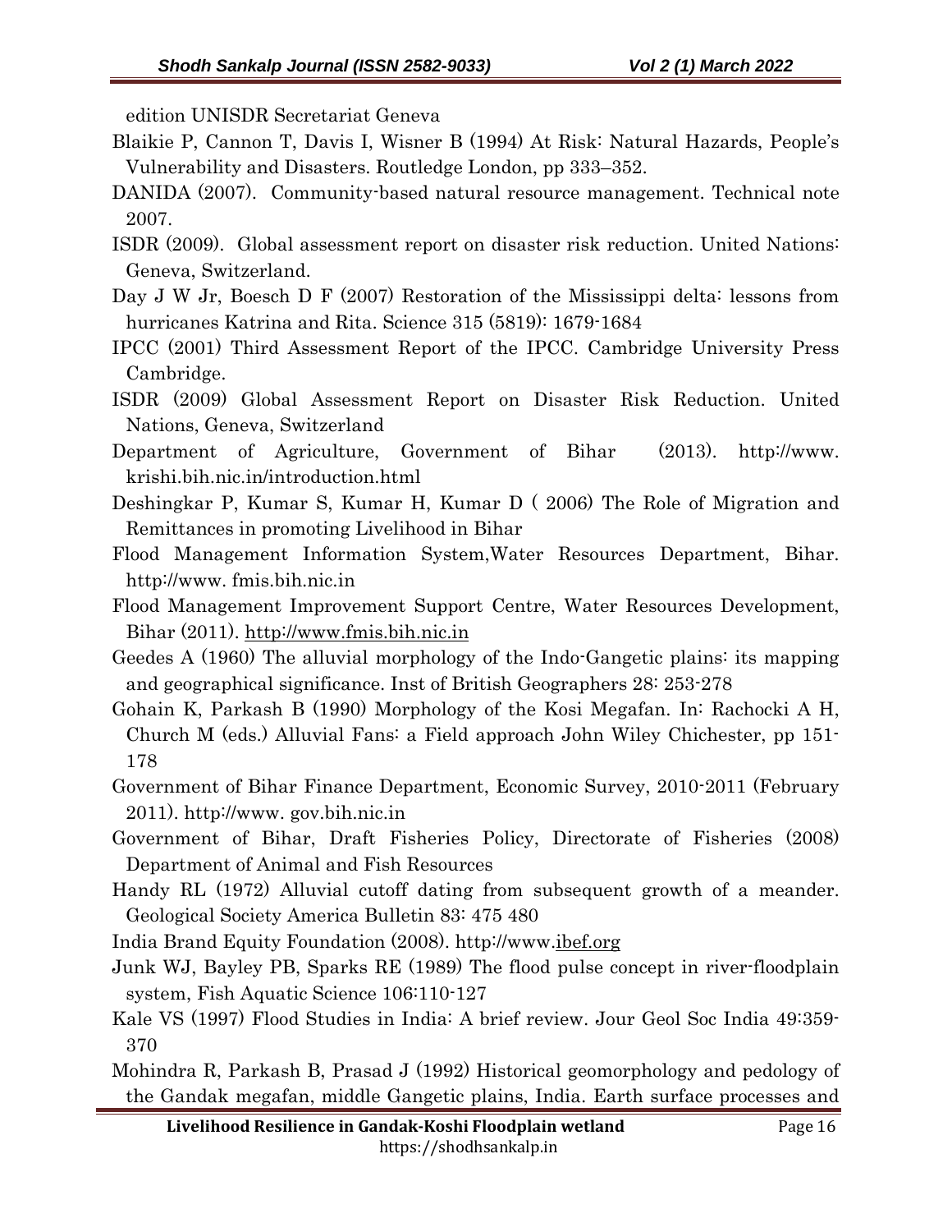edition UNISDR Secretariat Geneva

Blaikie P, Cannon T, Davis I, Wisner B (1994) At Risk: Natural Hazards, People's Vulnerability and Disasters. Routledge London, pp 333–352.

DANIDA (2007). Community-based natural resource management. Technical note 2007.

ISDR (2009). Global assessment report on disaster risk reduction. United Nations: Geneva, Switzerland.

Day J W Jr, Boesch D F (2007) Restoration of the Mississippi delta: lessons from hurricanes Katrina and Rita. Science 315 (5819): 1679-1684

IPCC (2001) Third Assessment Report of the IPCC. Cambridge University Press Cambridge.

ISDR (2009) Global Assessment Report on Disaster Risk Reduction. United Nations, Geneva, Switzerland

Department of Agriculture, Government of Bihar (2013). http://www. krishi.bih.nic.in/introduction.html

Deshingkar P, Kumar S, Kumar H, Kumar D ( 2006) The Role of Migration and Remittances in promoting Livelihood in Bihar

Flood Management Information System,Water Resources Department, Bihar. http://www. fmis.bih.nic.in

Flood Management Improvement Support Centre, Water Resources Development, Bihar (2011). http://www.fmis.bih.nic.in

Geedes A (1960) The alluvial morphology of the Indo-Gangetic plains: its mapping and geographical significance. Inst of British Geographers 28: 253-278

Gohain K, Parkash B (1990) Morphology of the Kosi Megafan. In: Rachocki A H, Church M (eds.) Alluvial Fans: a Field approach John Wiley Chichester, pp 151-178

Government of Bihar Finance Department, Economic Survey, 2010-2011 (February 2011). http://www. gov.bih.nic.in

Government of Bihar, Draft Fisheries Policy, Directorate of Fisheries (2008) Department of Animal and Fish Resources

Handy RL (1972) Alluvial cutoff dating from subsequent growth of a meander. Geological Society America Bulletin 83: 475 480

India Brand Equity Foundation (2008). http://www.ibef.org

Junk WJ, Bayley PB, Sparks RE (1989) The flood pulse concept in river-floodplain system, Fish Aquatic Science 106:110-127

Kale VS (1997) Flood Studies in India: A brief review. Jour Geol Soc India 49:359-370

Mohindra R, Parkash B, Prasad J (1992) Historical geomorphology and pedology of the Gandak megafan, middle Gangetic plains, India. Earth surface processes and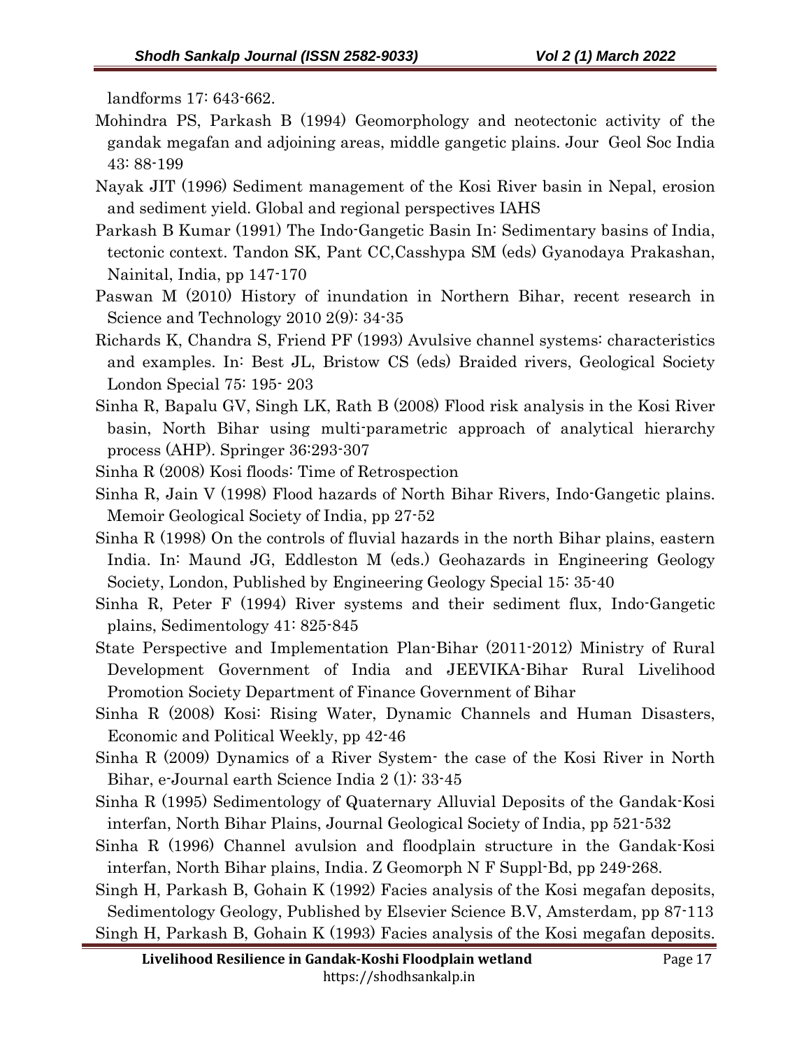landforms 17: 643-662.

Mohindra PS, Parkash B (1994) Geomorphology and neotectonic activity of the gandak megafan and adjoining areas, middle gangetic plains. Jour Geol Soc India 43: 88-199

Nayak JIT (1996) Sediment management of the Kosi River basin in Nepal, erosion and sediment yield. Global and regional perspectives IAHS

Parkash B Kumar (1991) The Indo-Gangetic Basin In: Sedimentary basins of India, tectonic context. Tandon SK, Pant CC,Casshypa SM (eds) Gyanodaya Prakashan, Nainital, India, pp 147-170

Paswan M (2010) History of inundation in Northern Bihar, recent research in Science and Technology 2010 2(9): 34-35

Richards K, Chandra S, Friend PF (1993) Avulsive channel systems: characteristics and examples. In: Best JL, Bristow CS (eds) Braided rivers, Geological Society London Special 75: 195- 203

Sinha R, Bapalu GV, Singh LK, Rath B (2008) Flood risk analysis in the Kosi River basin, North Bihar using multi-parametric approach of analytical hierarchy process (AHP). Springer 36:293-307

Sinha R (2008) Kosi floods: Time of Retrospection

Sinha R, Jain V (1998) Flood hazards of North Bihar Rivers, Indo-Gangetic plains. Memoir Geological Society of India, pp 27-52

Sinha R (1998) On the controls of fluvial hazards in the north Bihar plains, eastern India. In: Maund JG, Eddleston M (eds.) Geohazards in Engineering Geology Society, London, Published by Engineering Geology Special 15: 35-40

Sinha R, Peter F (1994) River systems and their sediment flux, Indo-Gangetic plains, Sedimentology 41: 825-845

State Perspective and Implementation Plan-Bihar (2011-2012) Ministry of Rural Development Government of India and JEEVIKA-Bihar Rural Livelihood Promotion Society Department of Finance Government of Bihar

Sinha R (2008) Kosi: Rising Water, Dynamic Channels and Human Disasters, Economic and Political Weekly, pp 42-46

Sinha R (2009) Dynamics of a River System- the case of the Kosi River in North Bihar, e-Journal earth Science India 2 (1): 33-45

Sinha R (1995) Sedimentology of Quaternary Alluvial Deposits of the Gandak-Kosi interfan, North Bihar Plains, Journal Geological Society of India, pp 521-532

Sinha R (1996) Channel avulsion and floodplain structure in the Gandak-Kosi interfan, North Bihar plains, India. Z Geomorph N F Suppl-Bd, pp 249-268.

Singh H, Parkash B, Gohain K (1992) Facies analysis of the Kosi megafan deposits, Sedimentology Geology, Published by Elsevier Science B.V, Amsterdam, pp 87-113

Singh H, Parkash B, Gohain K (1993) Facies analysis of the Kosi megafan deposits.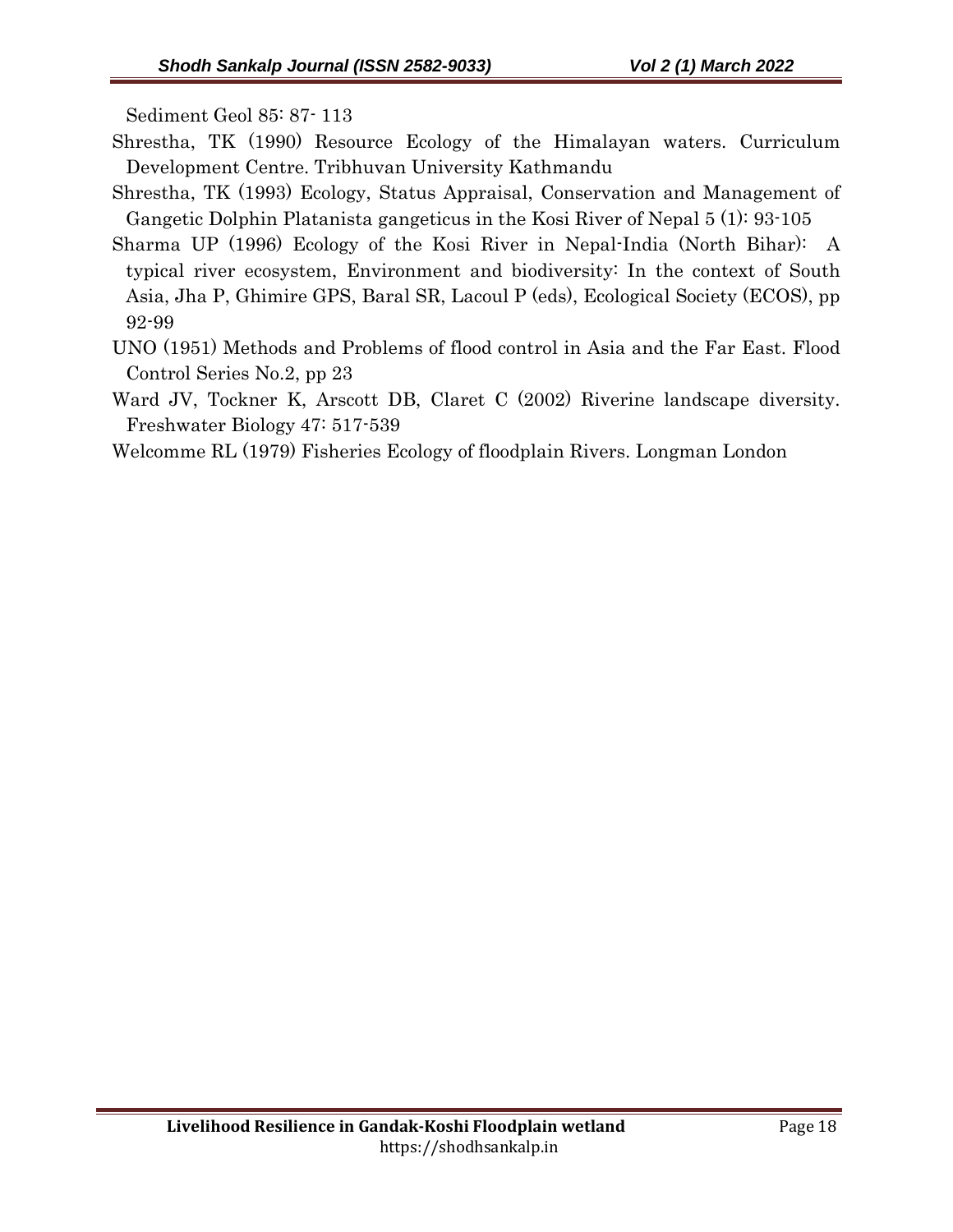Sediment Geol 85: 87- 113

Shrestha, TK (1990) Resource Ecology of the Himalayan waters. Curriculum Development Centre. Tribhuvan University Kathmandu

Shrestha, TK (1993) Ecology, Status Appraisal, Conservation and Management of Gangetic Dolphin Platanista gangeticus in the Kosi River of Nepal 5 (1): 93-105

Sharma UP (1996) Ecology of the Kosi River in Nepal-India (North Bihar): A typical river ecosystem, Environment and biodiversity: In the context of South Asia, Jha P, Ghimire GPS, Baral SR, Lacoul P (eds), Ecological Society (ECOS), pp 92-99

UNO (1951) Methods and Problems of flood control in Asia and the Far East. Flood Control Series No.2, pp 23

Ward JV, Tockner K, Arscott DB, Claret C (2002) Riverine landscape diversity. Freshwater Biology 47: 517-539

Welcomme RL (1979) Fisheries Ecology of floodplain Rivers. Longman London